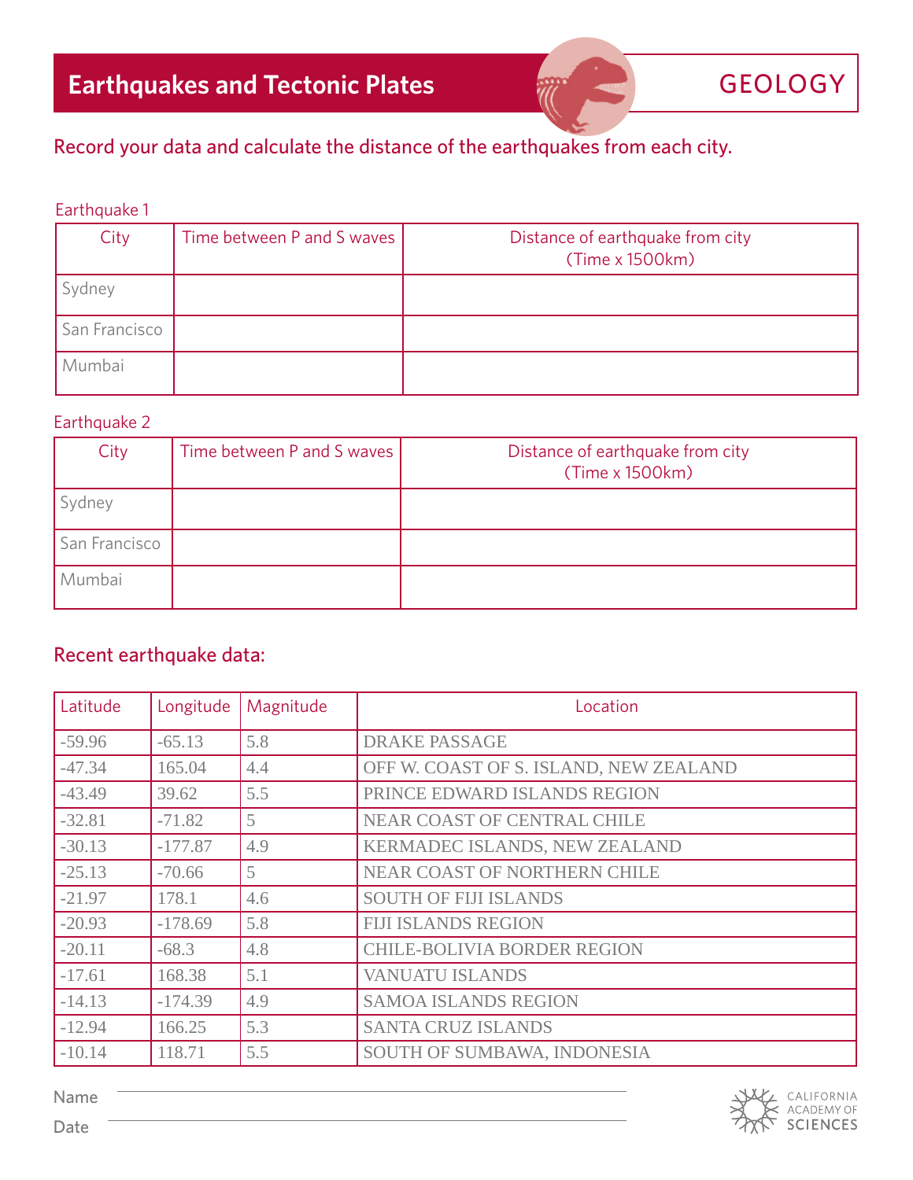# Earthquakes and Tectonic Plates

GEOLOGY

Record your data and calculate the distance of the earthquakes from each city.

Earthquake 1

| City | Time between P and S waves | Distance of earthquake from city (Time x 1500km) |
|---|---|---|
| Sydney | | |
| San Francisco | | |
| Mumbai | | |

Earthquake 2

| City | Time between P and S waves | Distance of earthquake from city (Time x 1500km) |
|---|---|---|
| Sydney | | |
| San Francisco | | |
| Mumbai | | |

## Recent earthquake data:

| Latitude | Longitude | Magnitude | Location |
|---|---|---|---|
| -59.96 | -65.13 | 5.8 | DRAKE PASSAGE |
| -47.34 | 165.04 | 4.4 | OFF W. COAST OF S. ISLAND, NEW ZEALAND |
| -43.49 | 39.62 | 5.5 | PRINCE EDWARD ISLANDS REGION |
| -32.81 | -71.82 | 5 | NEAR COAST OF CENTRAL CHILE |
| -30.13 | -177.87 | 4.9 | KERMADEC ISLANDS, NEW ZEALAND |
| -25.13 | -70.66 | 5 | NEAR COAST OF NORTHERN CHILE |
| -21.97 | 178.1 | 4.6 | SOUTH OF FIJI ISLANDS |
| -20.93 | -178.69 | 5.8 | FIJI ISLANDS REGION |
| -20.11 | -68.3 | 4.8 | CHILE-BOLIVIA BORDER REGION |
| -17.61 | 168.38 | 5.1 | VANUATU ISLANDS |
| -14.13 | -174.39 | 4.9 | SAMOA ISLANDS REGION |
| -12.94 | 166.25 | 5.3 | SANTA CRUZ ISLANDS |
| -10.14 | 118.71 | 5.5 | SOUTH OF SUMBAWA, INDONESIA |

Name ______________________________

Date ______________________________

CALIFORNIA ACADEMY OF SCIENCES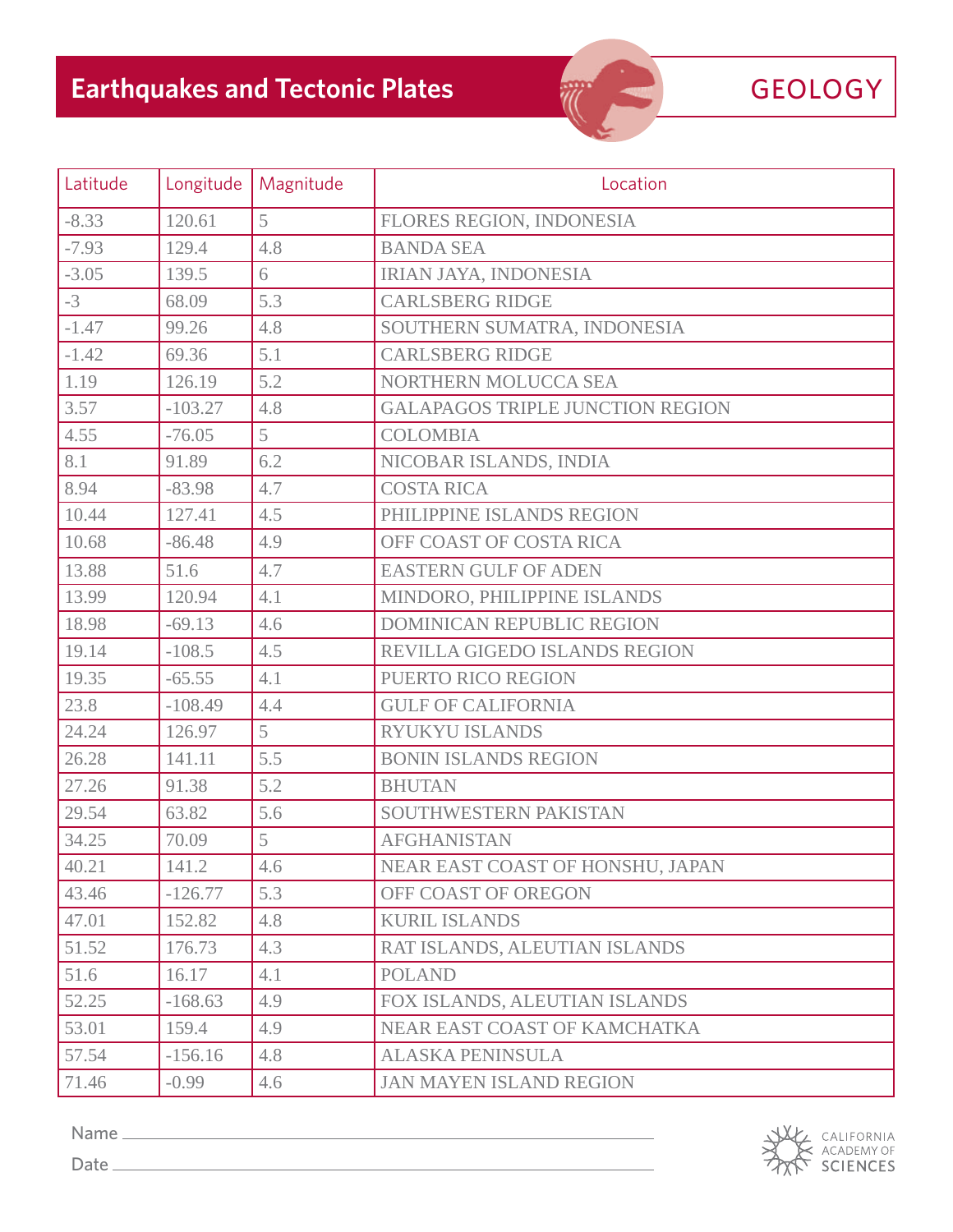## Earthquakes and Tectonic Plates

GEOLOGY

| Latitude | Longitude | Magnitude | Location |
|---|---|---|---|
| -8.33 | 120.61 | 5 | FLORES REGION, INDONESIA |
| -7.93 | 129.4 | 4.8 | BANDA SEA |
| -3.05 | 139.5 | 6 | IRIAN JAYA, INDONESIA |
| -3 | 68.09 | 5.3 | CARLSBERG RIDGE |
| -1.47 | 99.26 | 4.8 | SOUTHERN SUMATRA, INDONESIA |
| -1.42 | 69.36 | 5.1 | CARLSBERG RIDGE |
| 1.19 | 126.19 | 5.2 | NORTHERN MOLUCCA SEA |
| 3.57 | -103.27 | 4.8 | GALAPAGOS TRIPLE JUNCTION REGION |
| 4.55 | -76.05 | 5 | COLOMBIA |
| 8.1 | 91.89 | 6.2 | NICOBAR ISLANDS, INDIA |
| 8.94 | -83.98 | 4.7 | COSTA RICA |
| 10.44 | 127.41 | 4.5 | PHILIPPINE ISLANDS REGION |
| 10.68 | -86.48 | 4.9 | OFF COAST OF COSTA RICA |
| 13.88 | 51.6 | 4.7 | EASTERN GULF OF ADEN |
| 13.99 | 120.94 | 4.1 | MINDORO, PHILIPPINE ISLANDS |
| 18.98 | -69.13 | 4.6 | DOMINICAN REPUBLIC REGION |
| 19.14 | -108.5 | 4.5 | REVILLA GIGEDO ISLANDS REGION |
| 19.35 | -65.55 | 4.1 | PUERTO RICO REGION |
| 23.8 | -108.49 | 4.4 | GULF OF CALIFORNIA |
| 24.24 | 126.97 | 5 | RYUKYU ISLANDS |
| 26.28 | 141.11 | 5.5 | BONIN ISLANDS REGION |
| 27.26 | 91.38 | 5.2 | BHUTAN |
| 29.54 | 63.82 | 5.6 | SOUTHWESTERN PAKISTAN |
| 34.25 | 70.09 | 5 | AFGHANISTAN |
| 40.21 | 141.2 | 4.6 | NEAR EAST COAST OF HONSHU, JAPAN |
| 43.46 | -126.77 | 5.3 | OFF COAST OF OREGON |
| 47.01 | 152.82 | 4.8 | KURIL ISLANDS |
| 51.52 | 176.73 | 4.3 | RAT ISLANDS, ALEUTIAN ISLANDS |
| 51.6 | 16.17 | 4.1 | POLAND |
| 52.25 | -168.63 | 4.9 | FOX ISLANDS, ALEUTIAN ISLANDS |
| 53.01 | 159.4 | 4.9 | NEAR EAST COAST OF KAMCHATKA |
| 57.54 | -156.16 | 4.8 | ALASKA PENINSULA |
| 71.46 | -0.99 | 4.6 | JAN MAYEN ISLAND REGION |

Name ______________________________

Date ______________________________

CALIFORNIA ACADEMY OF SCIENCES